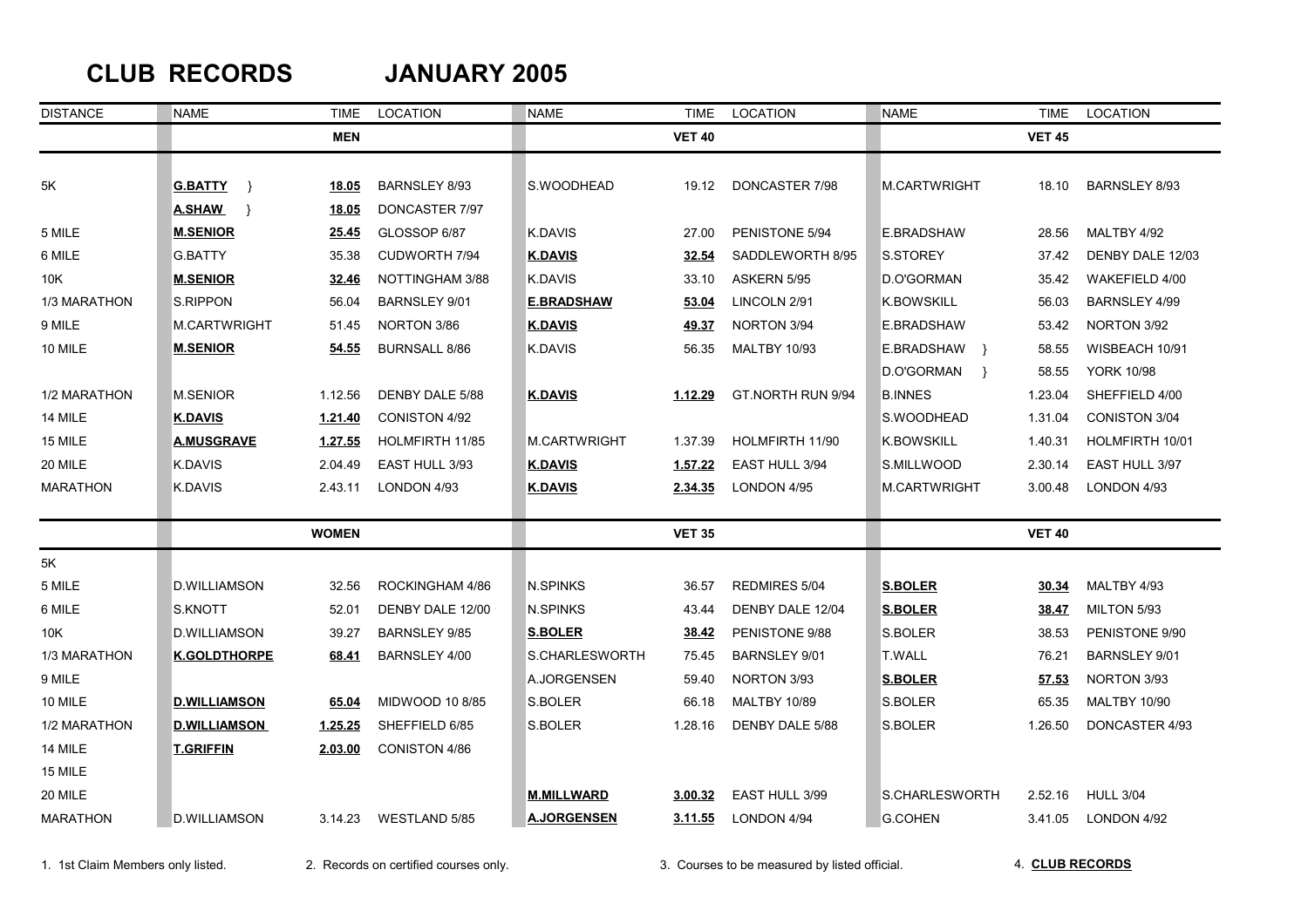# CLUB RECORDS JANUARY 2005

| DISTANCE | NAME | TIME | LOCATION | NAME | TIME | LOCATION | NAME | TIME | LOCATION |
|---|---|---|---|---|---|---|---|---|---|
| | | **MEN** | | | **VET 40** | | | **VET 45** | |
| 5K | **G.BATTY** } | **18.05** | BARNSLEY 8/93 | S.WOODHEAD | 19.12 | DONCASTER 7/98 | M.CARTWRIGHT | 18.10 | BARNSLEY 8/93 |
| | **A.SHAW** } | **18.05** | DONCASTER 7/97 | | | | | | |
| 5 MILE | **M.SENIOR** | **25.45** | GLOSSOP 6/87 | K.DAVIS | 27.00 | PENISTONE 5/94 | E.BRADSHAW | 28.56 | MALTBY 4/92 |
| 6 MILE | G.BATTY | 35.38 | CUDWORTH 7/94 | **K.DAVIS** | **32.54** | SADDLEWORTH 8/95 | S.STOREY | 37.42 | DENBY DALE 12/03 |
| 10K | **M.SENIOR** | **32.46** | NOTTINGHAM 3/88 | K.DAVIS | 33.10 | ASKERN 5/95 | D.O'GORMAN | 35.42 | WAKEFIELD 4/00 |
| 1/3 MARATHON | S.RIPPON | 56.04 | BARNSLEY 9/01 | **E.BRADSHAW** | **53.04** | LINCOLN 2/91 | K.BOWSKILL | 56.03 | BARNSLEY 4/99 |
| 9 MILE | M.CARTWRIGHT | 51.45 | NORTON 3/86 | **K.DAVIS** | **49.37** | NORTON 3/94 | E.BRADSHAW | 53.42 | NORTON 3/92 |
| 10 MILE | **M.SENIOR** | **54.55** | BURNSALL 8/86 | K.DAVIS | 56.35 | MALTBY 10/93 | E.BRADSHAW } | 58.55 | WISBEACH 10/91 |
| | | | | | | | D.O'GORMAN } | 58.55 | YORK 10/98 |
| 1/2 MARATHON | M.SENIOR | 1.12.56 | DENBY DALE 5/88 | **K.DAVIS** | **1.12.29** | GT.NORTH RUN 9/94 | B.INNES | 1.23.04 | SHEFFIELD 4/00 |
| 14 MILE | **K.DAVIS** | **1.21.40** | CONISTON 4/92 | | | | S.WOODHEAD | 1.31.04 | CONISTON 3/04 |
| 15 MILE | **A.MUSGRAVE** | **1.27.55** | HOLMFIRTH 11/85 | M.CARTWRIGHT | 1.37.39 | HOLMFIRTH 11/90 | K.BOWSKILL | 1.40.31 | HOLMFIRTH 10/01 |
| 20 MILE | K.DAVIS | 2.04.49 | EAST HULL 3/93 | **K.DAVIS** | **1.57.22** | EAST HULL 3/94 | S.MILLWOOD | 2.30.14 | EAST HULL 3/97 |
| MARATHON | K.DAVIS | 2.43.11 | LONDON 4/93 | **K.DAVIS** | **2.34.35** | LONDON 4/95 | M.CARTWRIGHT | 3.00.48 | LONDON 4/93 |
| | | **WOMEN** | | | **VET 35** | | | **VET 40** | |
| 5K | | | | | | | | | |
| 5 MILE | D.WILLIAMSON | 32.56 | ROCKINGHAM 4/86 | N.SPINKS | 36.57 | REDMIRES 5/04 | **S.BOLER** | **30.34** | MALTBY 4/93 |
| 6 MILE | S.KNOTT | 52.01 | DENBY DALE 12/00 | N.SPINKS | 43.44 | DENBY DALE 12/04 | **S.BOLER** | **38.47** | MILTON 5/93 |
| 10K | D.WILLIAMSON | 39.27 | BARNSLEY 9/85 | **S.BOLER** | **38.42** | PENISTONE 9/88 | S.BOLER | 38.53 | PENISTONE 9/90 |
| 1/3 MARATHON | **K.GOLDTHORPE** | **68.41** | BARNSLEY 4/00 | S.CHARLESWORTH | 75.45 | BARNSLEY 9/01 | T.WALL | 76.21 | BARNSLEY 9/01 |
| 9 MILE | | | | A.JORGENSEN | 59.40 | NORTON 3/93 | **S.BOLER** | **57.53** | NORTON 3/93 |
| 10 MILE | **D.WILLIAMSON** | **65.04** | MIDWOOD 10 8/85 | S.BOLER | 66.18 | MALTBY 10/89 | S.BOLER | 65.35 | MALTBY 10/90 |
| 1/2 MARATHON | **D.WILLIAMSON** | **1.25.25** | SHEFFIELD 6/85 | S.BOLER | 1.28.16 | DENBY DALE 5/88 | S.BOLER | 1.26.50 | DONCASTER 4/93 |
| 14 MILE | **T.GRIFFIN** | **2.03.00** | CONISTON 4/86 | | | | | | |
| 15 MILE | | | | | | | | | |
| 20 MILE | | | | **M.MILLWARD** | **3.00.32** | EAST HULL 3/99 | S.CHARLESWORTH | 2.52.16 | HULL 3/04 |
| MARATHON | D.WILLIAMSON | 3.14.23 | WESTLAND 5/85 | **A.JORGENSEN** | **3.11.55** | LONDON 4/94 | G.COHEN | 3.41.05 | LONDON 4/92 |

1. 1st Claim Members only listed. 2. Records on certified courses only. 3. Courses to be measured by listed official. 4. **CLUB RECORDS**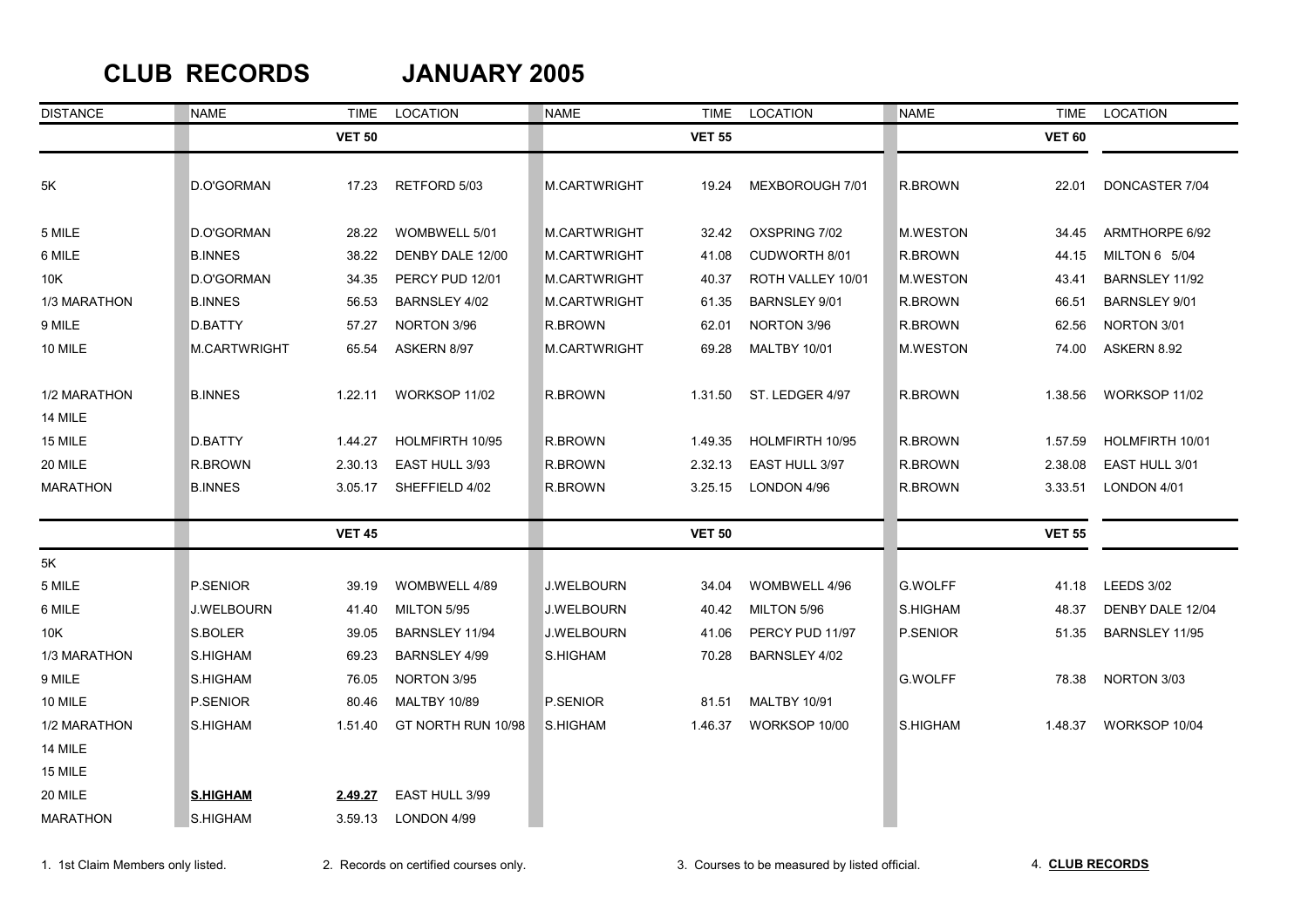# CLUB RECORDS JANUARY 2005

| DISTANCE | NAME | TIME | LOCATION | NAME | TIME | LOCATION | NAME | TIME | LOCATION |
|---|---|---|---|---|---|---|---|---|---|
| | | VET 50 | | | VET 55 | | | VET 60 | |
| 5K | D.O'GORMAN | 17.23 | RETFORD 5/03 | M.CARTWRIGHT | 19.24 | MEXBOROUGH 7/01 | R.BROWN | 22.01 | DONCASTER 7/04 |
| 5 MILE | D.O'GORMAN | 28.22 | WOMBWELL 5/01 | M.CARTWRIGHT | 32.42 | OXSPRING 7/02 | M.WESTON | 34.45 | ARMTHORPE 6/92 |
| 6 MILE | B.INNES | 38.22 | DENBY DALE 12/00 | M.CARTWRIGHT | 41.08 | CUDWORTH 8/01 | R.BROWN | 44.15 | MILTON 6 5/04 |
| 10K | D.O'GORMAN | 34.35 | PERCY PUD 12/01 | M.CARTWRIGHT | 40.37 | ROTH VALLEY 10/01 | M.WESTON | 43.41 | BARNSLEY 11/92 |
| 1/3 MARATHON | B.INNES | 56.53 | BARNSLEY 4/02 | M.CARTWRIGHT | 61.35 | BARNSLEY 9/01 | R.BROWN | 66.51 | BARNSLEY 9/01 |
| 9 MILE | D.BATTY | 57.27 | NORTON 3/96 | R.BROWN | 62.01 | NORTON 3/96 | R.BROWN | 62.56 | NORTON 3/01 |
| 10 MILE | M.CARTWRIGHT | 65.54 | ASKERN 8/97 | M.CARTWRIGHT | 69.28 | MALTBY 10/01 | M.WESTON | 74.00 | ASKERN 8.92 |
| 1/2 MARATHON | B.INNES | 1.22.11 | WORKSOP 11/02 | R.BROWN | 1.31.50 | ST. LEDGER 4/97 | R.BROWN | 1.38.56 | WORKSOP 11/02 |
| 14 MILE | | | | | | | | | |
| 15 MILE | D.BATTY | 1.44.27 | HOLMFIRTH 10/95 | R.BROWN | 1.49.35 | HOLMFIRTH 10/95 | R.BROWN | 1.57.59 | HOLMFIRTH 10/01 |
| 20 MILE | R.BROWN | 2.30.13 | EAST HULL 3/93 | R.BROWN | 2.32.13 | EAST HULL 3/97 | R.BROWN | 2.38.08 | EAST HULL 3/01 |
| MARATHON | B.INNES | 3.05.17 | SHEFFIELD 4/02 | R.BROWN | 3.25.15 | LONDON 4/96 | R.BROWN | 3.33.51 | LONDON 4/01 |
| | | VET 45 | | | VET 50 | | | VET 55 | |
| 5K | | | | | | | | | |
| 5 MILE | P.SENIOR | 39.19 | WOMBWELL 4/89 | J.WELBOURN | 34.04 | WOMBWELL 4/96 | G.WOLFF | 41.18 | LEEDS 3/02 |
| 6 MILE | J.WELBOURN | 41.40 | MILTON 5/95 | J.WELBOURN | 40.42 | MILTON 5/96 | S.HIGHAM | 48.37 | DENBY DALE 12/04 |
| 10K | S.BOLER | 39.05 | BARNSLEY 11/94 | J.WELBOURN | 41.06 | PERCY PUD 11/97 | P.SENIOR | 51.35 | BARNSLEY 11/95 |
| 1/3 MARATHON | S.HIGHAM | 69.23 | BARNSLEY 4/99 | S.HIGHAM | 70.28 | BARNSLEY 4/02 | | | |
| 9 MILE | S.HIGHAM | 76.05 | NORTON 3/95 | | | | G.WOLFF | 78.38 | NORTON 3/03 |
| 10 MILE | P.SENIOR | 80.46 | MALTBY 10/89 | P.SENIOR | 81.51 | MALTBY 10/91 | | | |
| 1/2 MARATHON | S.HIGHAM | 1.51.40 | GT NORTH RUN 10/98 | S.HIGHAM | 1.46.37 | WORKSOP 10/00 | S.HIGHAM | 1.48.37 | WORKSOP 10/04 |
| 14 MILE | | | | | | | | | |
| 15 MILE | | | | | | | | | |
| 20 MILE | **S.HIGHAM** | **2.49.27** | EAST HULL 3/99 | | | | | | |
| MARATHON | S.HIGHAM | 3.59.13 | LONDON 4/99 | | | | | | |

1. 1st Claim Members only listed.
2. Records on certified courses only.
3. Courses to be measured by listed official.
4. **CLUB RECORDS**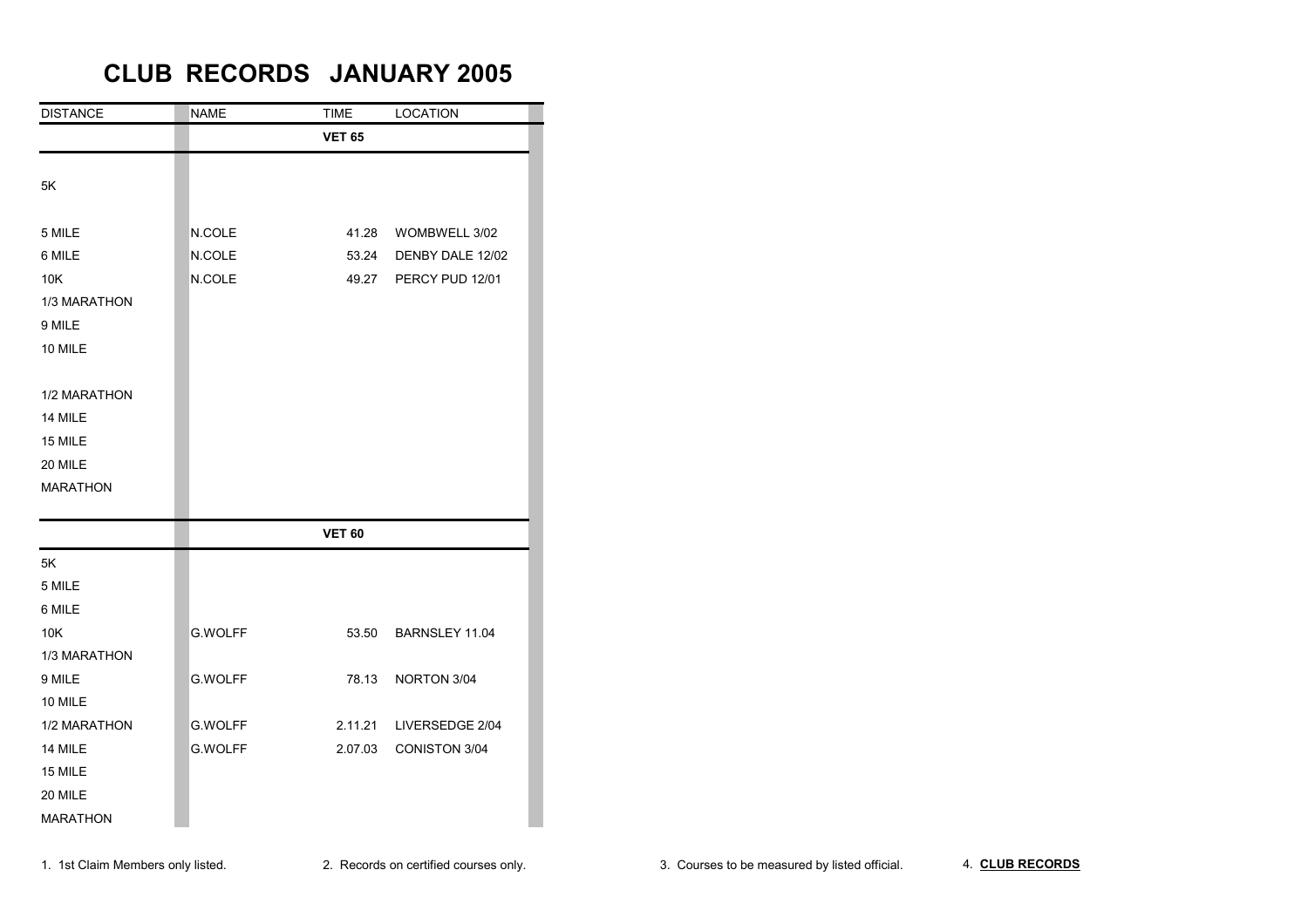# CLUB RECORDS JANUARY 2005

| DISTANCE | NAME | TIME | LOCATION |
|---|---|---|---|
| | | **VET 65** | |
| 5K | | | |
| 5 MILE | N.COLE | 41.28 | WOMBWELL 3/02 |
| 6 MILE | N.COLE | 53.24 | DENBY DALE 12/02 |
| 10K | N.COLE | 49.27 | PERCY PUD 12/01 |
| 1/3 MARATHON | | | |
| 9 MILE | | | |
| 10 MILE | | | |
| 1/2 MARATHON | | | |
| 14 MILE | | | |
| 15 MILE | | | |
| 20 MILE | | | |
| MARATHON | | | |
| | | **VET 60** | |
| 5K | | | |
| 5 MILE | | | |
| 6 MILE | | | |
| 10K | G.WOLFF | 53.50 | BARNSLEY 11.04 |
| 1/3 MARATHON | | | |
| 9 MILE | G.WOLFF | 78.13 | NORTON 3/04 |
| 10 MILE | | | |
| 1/2 MARATHON | G.WOLFF | 2.11.21 | LIVERSEDGE 2/04 |
| 14 MILE | G.WOLFF | 2.07.03 | CONISTON 3/04 |
| 15 MILE | | | |
| 20 MILE | | | |
| MARATHON | | | |

1. 1st Claim Members only listed.
2. Records on certified courses only.
3. Courses to be measured by listed official.
4. **CLUB RECORDS**